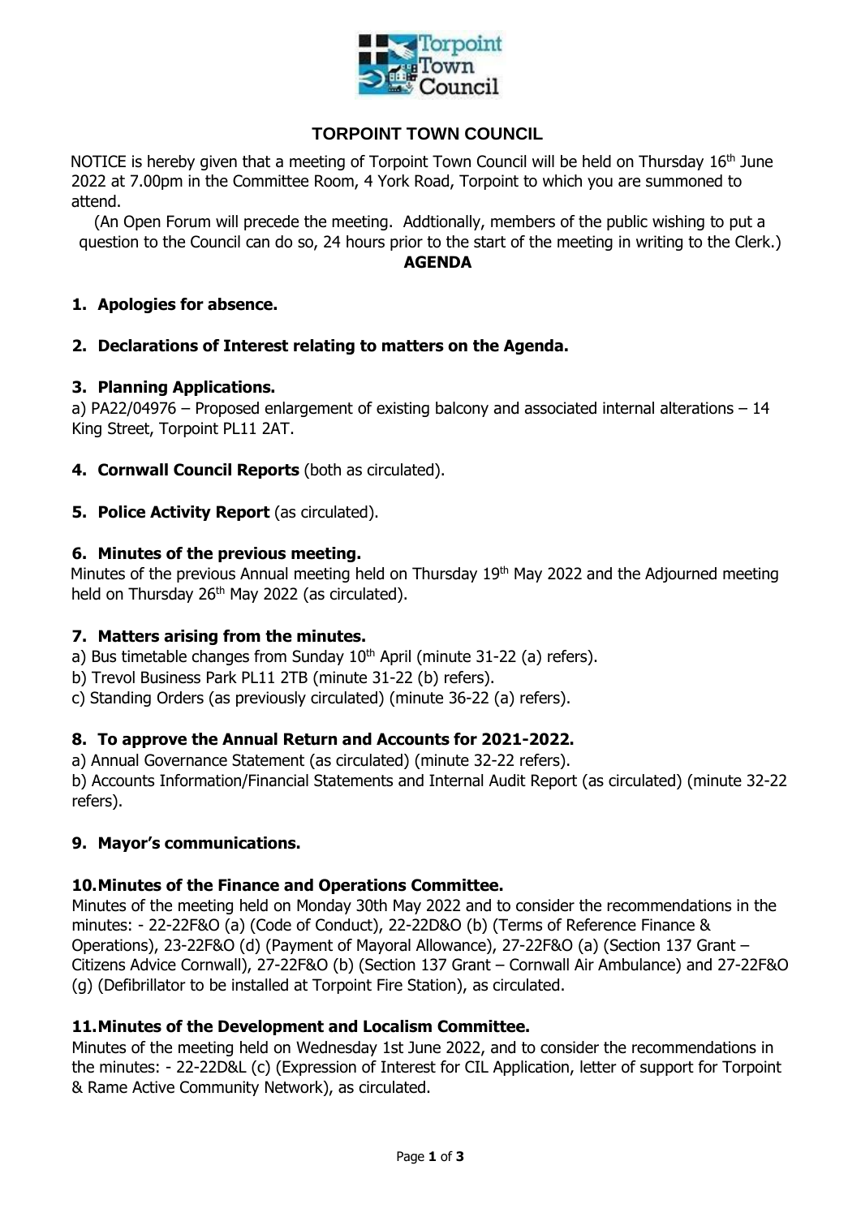# TORPOINT TOWN COUNCIL

NOTICE is hereby given that a meeting of Torpoint Town Council will be held on Thursday 16th June 2022 at 7.00pm in the Committee Room, 4 York Road, Torpoint to which you are summoned to attend.

(An Open Forum will precede the meeting. Addtionally, members of the public wishing to put a question to the Council can do so, 24 hours prior to the start of the meeting in writing to the Clerk.)

**AGENDA**

1. **Apologies for absence.**

2. **Declarations of Interest relating to matters on the Agenda.**

3. **Planning Applications.**

a) PA22/04976 – Proposed enlargement of existing balcony and associated internal alterations – 14 King Street, Torpoint PL11 2AT.

4. **Cornwall Council Reports** (both as circulated).

5. **Police Activity Report** (as circulated).

6. **Minutes of the previous meeting.**

Minutes of the previous Annual meeting held on Thursday 19th May 2022 and the Adjourned meeting held on Thursday 26th May 2022 (as circulated).

7. **Matters arising from the minutes.**

a) Bus timetable changes from Sunday 10th April (minute 31-22 (a) refers).
b) Trevol Business Park PL11 2TB (minute 31-22 (b) refers).
c) Standing Orders (as previously circulated) (minute 36-22 (a) refers).

8. **To approve the Annual Return and Accounts for 2021-2022.**

a) Annual Governance Statement (as circulated) (minute 32-22 refers).
b) Accounts Information/Financial Statements and Internal Audit Report (as circulated) (minute 32-22 refers).

9. **Mayor's communications.**

10. **Minutes of the Finance and Operations Committee.**

Minutes of the meeting held on Monday 30th May 2022 and to consider the recommendations in the minutes: - 22-22F&O (a) (Code of Conduct), 22-22D&O (b) (Terms of Reference Finance & Operations), 23-22F&O (d) (Payment of Mayoral Allowance), 27-22F&O (a) (Section 137 Grant – Citizens Advice Cornwall), 27-22F&O (b) (Section 137 Grant – Cornwall Air Ambulance) and 27-22F&O (g) (Defibrillator to be installed at Torpoint Fire Station), as circulated.

11. **Minutes of the Development and Localism Committee.**

Minutes of the meeting held on Wednesday 1st June 2022, and to consider the recommendations in the minutes: - 22-22D&L (c) (Expression of Interest for CIL Application, letter of support for Torpoint & Rame Active Community Network), as circulated.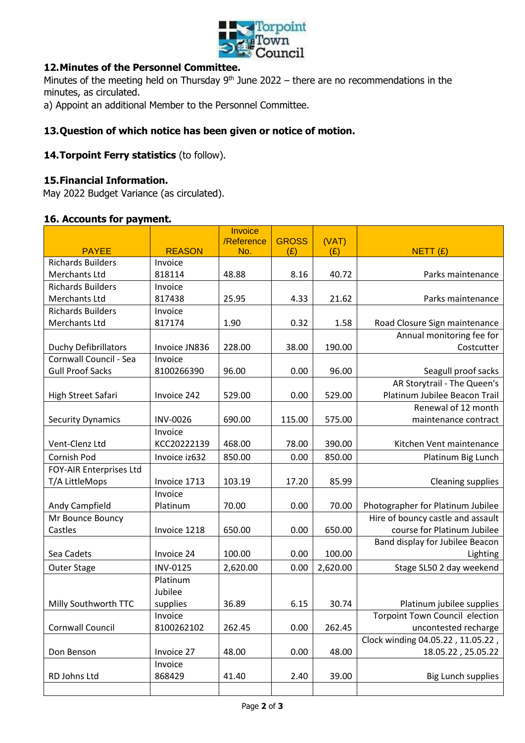Torpoint Town Council

## 12. Minutes of the Personnel Committee.

Minutes of the meeting held on Thursday 9th June 2022 – there are no recommendations in the minutes, as circulated.

a) Appoint an additional Member to the Personnel Committee.

## 13. Question of which notice has been given or notice of motion.

## 14. Torpoint Ferry statistics (to follow).

## 15. Financial Information.

May 2022 Budget Variance (as circulated).

## 16. Accounts for payment.

| PAYEE | REASON | Invoice /Reference No. | GROSS (£) | (VAT) (£) | NETT (£) |
|---|---|---|---|---|---|
| Richards Builders Merchants Ltd | Invoice 818114 | 48.88 | 8.16 | 40.72 | Parks maintenance |
| Richards Builders Merchants Ltd | Invoice 817438 | 25.95 | 4.33 | 21.62 | Parks maintenance |
| Richards Builders Merchants Ltd | Invoice 817174 | 1.90 | 0.32 | 1.58 | Road Closure Sign maintenance |
| Duchy Defibrillators | Invoice JN836 | 228.00 | 38.00 | 190.00 | Annual monitoring fee for Costcutter |
| Cornwall Council - Sea Gull Proof Sacks | Invoice 8100266390 | 96.00 | 0.00 | 96.00 | Seagull proof sacks |
| High Street Safari | Invoice 242 | 529.00 | 0.00 | 529.00 | AR Storytrail - The Queen's Platinum Jubilee Beacon Trail |
| Security Dynamics | INV-0026 | 690.00 | 115.00 | 575.00 | Renewal of 12 month maintenance contract |
| Vent-Clenz Ltd | Invoice KCC20222139 | 468.00 | 78.00 | 390.00 | Kitchen Vent maintenance |
| Cornish Pod | Invoice iz632 | 850.00 | 0.00 | 850.00 | Platinum Big Lunch |
| FOY-AIR Enterprises Ltd T/A LittleMops | Invoice 1713 | 103.19 | 17.20 | 85.99 | Cleaning supplies |
| Andy Campfield | Invoice Platinum | 70.00 | 0.00 | 70.00 | Photographer for Platinum Jubilee |
| Mr Bounce Bouncy Castles | Invoice 1218 | 650.00 | 0.00 | 650.00 | Hire of bouncy castle and assault course for Platinum Jubilee |
| Sea Cadets | Invoice 24 | 100.00 | 0.00 | 100.00 | Band display for Jubilee Beacon Lighting |
| Outer Stage | INV-0125 | 2,620.00 | 0.00 | 2,620.00 | Stage SL50 2 day weekend |
| Milly Southworth TTC | Platinum Jubilee supplies | 36.89 | 6.15 | 30.74 | Platinum jubilee supplies |
| Cornwall Council | Invoice 8100262102 | 262.45 | 0.00 | 262.45 | Torpoint Town Council election uncontested recharge |
| Don Benson | Invoice 27 | 48.00 | 0.00 | 48.00 | Clock winding 04.05.22 , 11.05.22 , 18.05.22 , 25.05.22 |
| RD Johns Ltd | Invoice 868429 | 41.40 | 2.40 | 39.00 | Big Lunch supplies |
| | | | | | |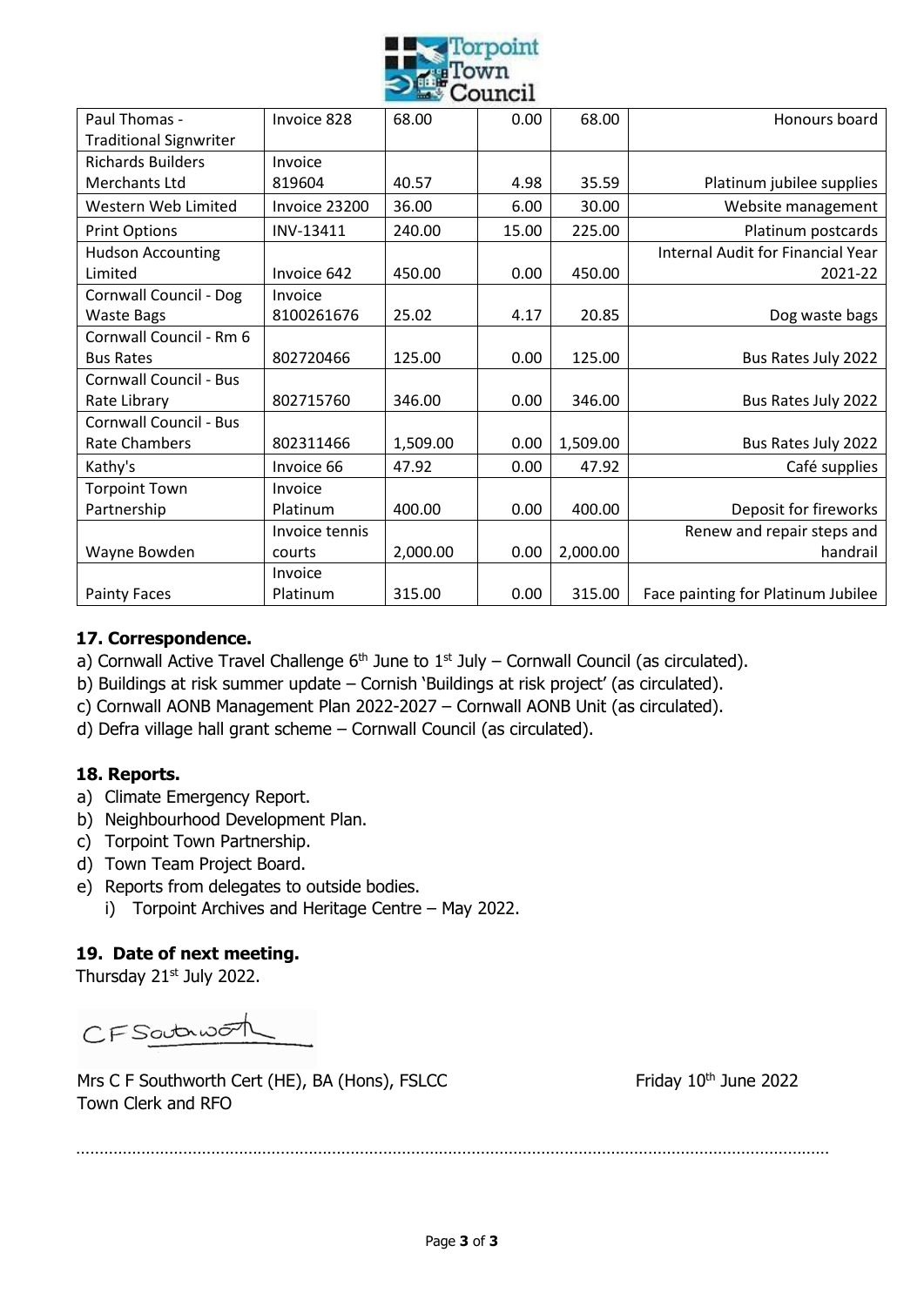| | | | | | |
|---|---|---|---|---|---|
| Paul Thomas - Traditional Signwriter | Invoice 828 | 68.00 | 0.00 | 68.00 | Honours board |
| Richards Builders Merchants Ltd | Invoice 819604 | 40.57 | 4.98 | 35.59 | Platinum jubilee supplies |
| Western Web Limited | Invoice 23200 | 36.00 | 6.00 | 30.00 | Website management |
| Print Options | INV-13411 | 240.00 | 15.00 | 225.00 | Platinum postcards |
| Hudson Accounting Limited | Invoice 642 | 450.00 | 0.00 | 450.00 | Internal Audit for Financial Year 2021-22 |
| Cornwall Council - Dog Waste Bags | Invoice 8100261676 | 25.02 | 4.17 | 20.85 | Dog waste bags |
| Cornwall Council - Rm 6 Bus Rates | 802720466 | 125.00 | 0.00 | 125.00 | Bus Rates July 2022 |
| Cornwall Council - Bus Rate Library | 802715760 | 346.00 | 0.00 | 346.00 | Bus Rates July 2022 |
| Cornwall Council - Bus Rate Chambers | 802311466 | 1,509.00 | 0.00 | 1,509.00 | Bus Rates July 2022 |
| Kathy's | Invoice 66 | 47.92 | 0.00 | 47.92 | Café supplies |
| Torpoint Town Partnership | Invoice Platinum | 400.00 | 0.00 | 400.00 | Deposit for fireworks |
| Wayne Bowden | Invoice tennis courts | 2,000.00 | 0.00 | 2,000.00 | Renew and repair steps and handrail |
| Painty Faces | Invoice Platinum | 315.00 | 0.00 | 315.00 | Face painting for Platinum Jubilee |

### 17. Correspondence.

a) Cornwall Active Travel Challenge 6th June to 1st July – Cornwall Council (as circulated).
b) Buildings at risk summer update – Cornish 'Buildings at risk project' (as circulated).
c) Cornwall AONB Management Plan 2022-2027 – Cornwall AONB Unit (as circulated).
d) Defra village hall grant scheme – Cornwall Council (as circulated).

### 18. Reports.

a) Climate Emergency Report.
b) Neighbourhood Development Plan.
c) Torpoint Town Partnership.
d) Town Team Project Board.
e) Reports from delegates to outside bodies.
   i) Torpoint Archives and Heritage Centre – May 2022.

### 19. Date of next meeting.

Thursday 21st July 2022.

CF Southworth

Mrs C F Southworth Cert (HE), BA (Hons), FSLCC
Town Clerk and RFO

Friday 10th June 2022